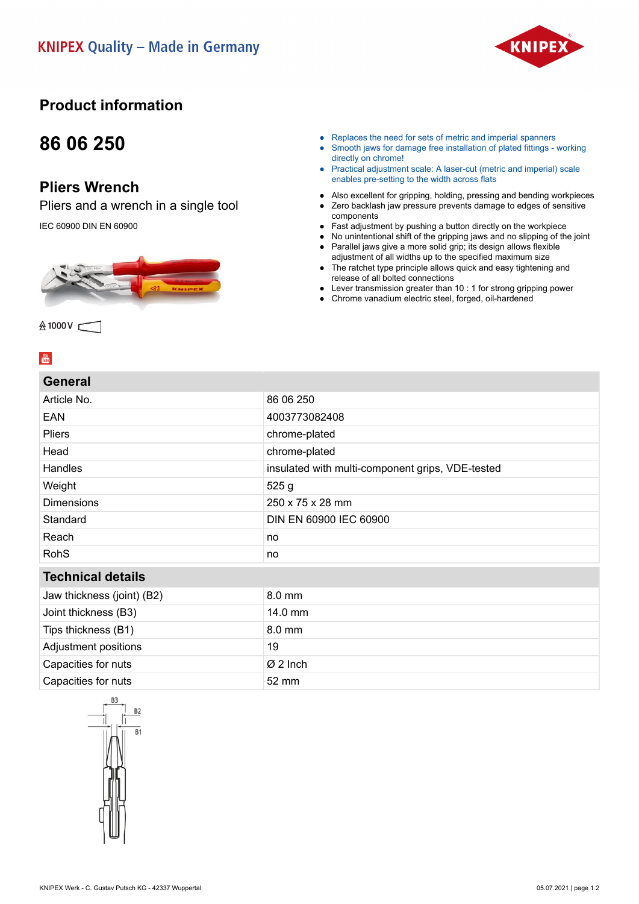KNIPEX Quality – Made in Germany

# Product information

## 86 06 250

## Pliers Wrench

Pliers and a wrench in a single tool

IEC 60900 DIN EN 60900

1000 V

- Replaces the need for sets of metric and imperial spanners
- Smooth jaws for damage free installation of plated fittings - working directly on chrome!
- Practical adjustment scale: A laser-cut (metric and imperial) scale enables pre-setting to the width across flats

- Also excellent for gripping, holding, pressing and bending workpieces
- Zero backlash jaw pressure prevents damage to edges of sensitive components
- Fast adjustment by pushing a button directly on the workpiece
- No unintentional shift of the gripping jaws and no slipping of the joint
- Parallel jaws give a more solid grip; its design allows flexible adjustment of all widths up to the specified maximum size
- The ratchet type principle allows quick and easy tightening and release of all bolted connections
- Lever transmission greater than 10 : 1 for strong gripping power
- Chrome vanadium electric steel, forged, oil-hardened

| General | |
|---|---|
| Article No. | 86 06 250 |
| EAN | 4003773082408 |
| Pliers | chrome-plated |
| Head | chrome-plated |
| Handles | insulated with multi-component grips, VDE-tested |
| Weight | 525 g |
| Dimensions | 250 x 75 x 28 mm |
| Standard | DIN EN 60900 IEC 60900 |
| Reach | no |
| RohS | no |

| Technical details | |
|---|---|
| Jaw thickness (joint) (B2) | 8.0 mm |
| Joint thickness (B3) | 14.0 mm |
| Tips thickness (B1) | 8.0 mm |
| Adjustment positions | 19 |
| Capacities for nuts | Ø 2 Inch |
| Capacities for nuts | 52 mm |

B3 B2 B1

KNIPEX Werk - C. Gustav Putsch KG - 42337 Wuppertal

05.07.2021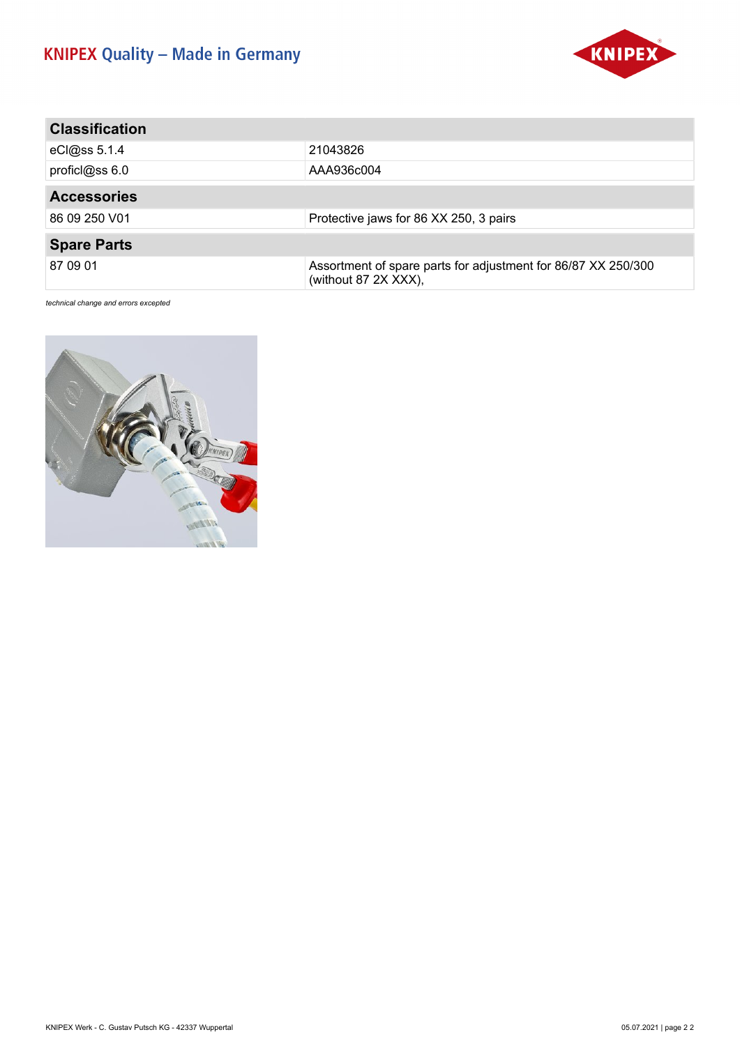## Classification

| | |
|---|---|
| eCl@ss 5.1.4 | 21043826 |
| proficl@ss 6.0 | AAA936c004 |

## Accessories

| | |
|---|---|
| 86 09 250 V01 | Protective jaws for 86 XX 250, 3 pairs |

## Spare Parts

| | |
|---|---|
| 87 09 01 | Assortment of spare parts for adjustment for 86/87 XX 250/300 (without 87 2X XXX), |

*technical change and errors excepted*